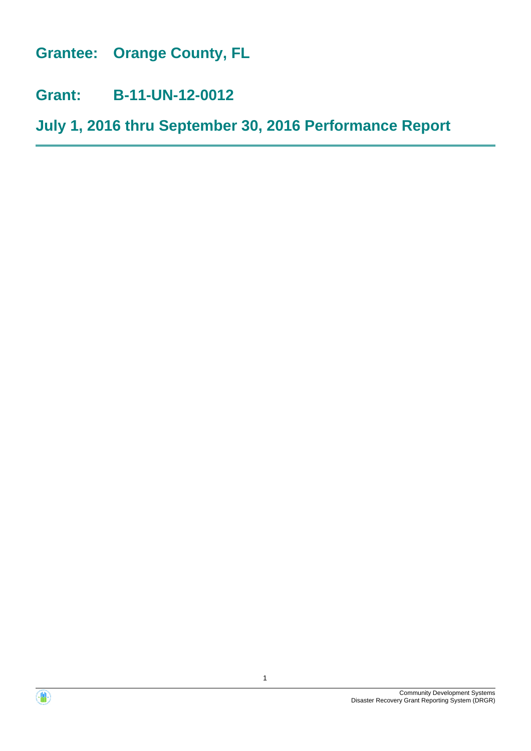# Grantee: Orange County, FL

# Grant: B-11-UN-12-0012

# July 1, 2016 thru September 30, 2016 Performance Report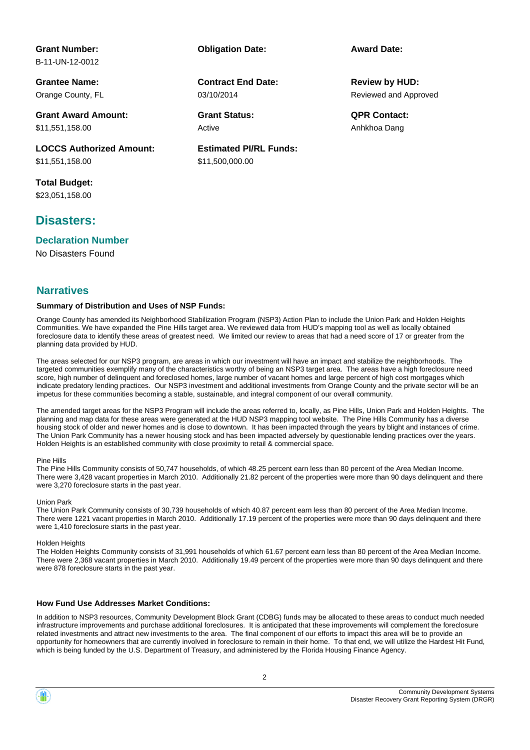**Grant Number:**
B-11-UN-12-0012

**Obligation Date:**

**Award Date:**

**Grantee Name:**
Orange County, FL

**Contract End Date:**
03/10/2014

**Review by HUD:**
Reviewed and Approved

**Grant Award Amount:**
$11,551,158.00

**Grant Status:**
Active

**QPR Contact:**
Anhkhoa Dang

**LOCCS Authorized Amount:**
$11,551,158.00

**Estimated PI/RL Funds:**
$11,500,000.00

**Total Budget:**
$23,051,158.00

## Disasters:

### Declaration Number

No Disasters Found

## Narratives

**Summary of Distribution and Uses of NSP Funds:**

Orange County has amended its Neighborhood Stabilization Program (NSP3) Action Plan to include the Union Park and Holden Heights Communities. We have expanded the Pine Hills target area. We reviewed data from HUD's mapping tool as well as locally obtained foreclosure data to identify these areas of greatest need. We limited our review to areas that had a need score of 17 or greater from the planning data provided by HUD.

The areas selected for our NSP3 program, are areas in which our investment will have an impact and stabilize the neighborhoods. The targeted communities exemplify many of the characteristics worthy of being an NSP3 target area. The areas have a high foreclosure need score, high number of delinquent and foreclosed homes, large number of vacant homes and large percent of high cost mortgages which indicate predatory lending practices. Our NSP3 investment and additional investments from Orange County and the private sector will be an impetus for these communities becoming a stable, sustainable, and integral component of our overall community.

The amended target areas for the NSP3 Program will include the areas referred to, locally, as Pine Hills, Union Park and Holden Heights. The planning and map data for these areas were generated at the HUD NSP3 mapping tool website. The Pine Hills Community has a diverse housing stock of older and newer homes and is close to downtown. It has been impacted through the years by blight and instances of crime. The Union Park Community has a newer housing stock and has been impacted adversely by questionable lending practices over the years. Holden Heights is an established community with close proximity to retail & commercial space.

Pine Hills
The Pine Hills Community consists of 50,747 households, of which 48.25 percent earn less than 80 percent of the Area Median Income. There were 3,428 vacant properties in March 2010. Additionally 21.82 percent of the properties were more than 90 days delinquent and there were 3,270 foreclosure starts in the past year.

Union Park
The Union Park Community consists of 30,739 households of which 40.87 percent earn less than 80 percent of the Area Median Income. There were 1221 vacant properties in March 2010. Additionally 17.19 percent of the properties were more than 90 days delinquent and there were 1,410 foreclosure starts in the past year.

Holden Heights
The Holden Heights Community consists of 31,991 households of which 61.67 percent earn less than 80 percent of the Area Median Income. There were 2,368 vacant properties in March 2010. Additionally 19.49 percent of the properties were more than 90 days delinquent and there were 878 foreclosure starts in the past year.

**How Fund Use Addresses Market Conditions:**

In addition to NSP3 resources, Community Development Block Grant (CDBG) funds may be allocated to these areas to conduct much needed infrastructure improvements and purchase additional foreclosures. It is anticipated that these improvements will complement the foreclosure related investments and attract new investments to the area. The final component of our efforts to impact this area will be to provide an opportunity for homeowners that are currently involved in foreclosure to remain in their home. To that end, we will utilize the Hardest Hit Fund, which is being funded by the U.S. Department of Treasury, and administered by the Florida Housing Finance Agency.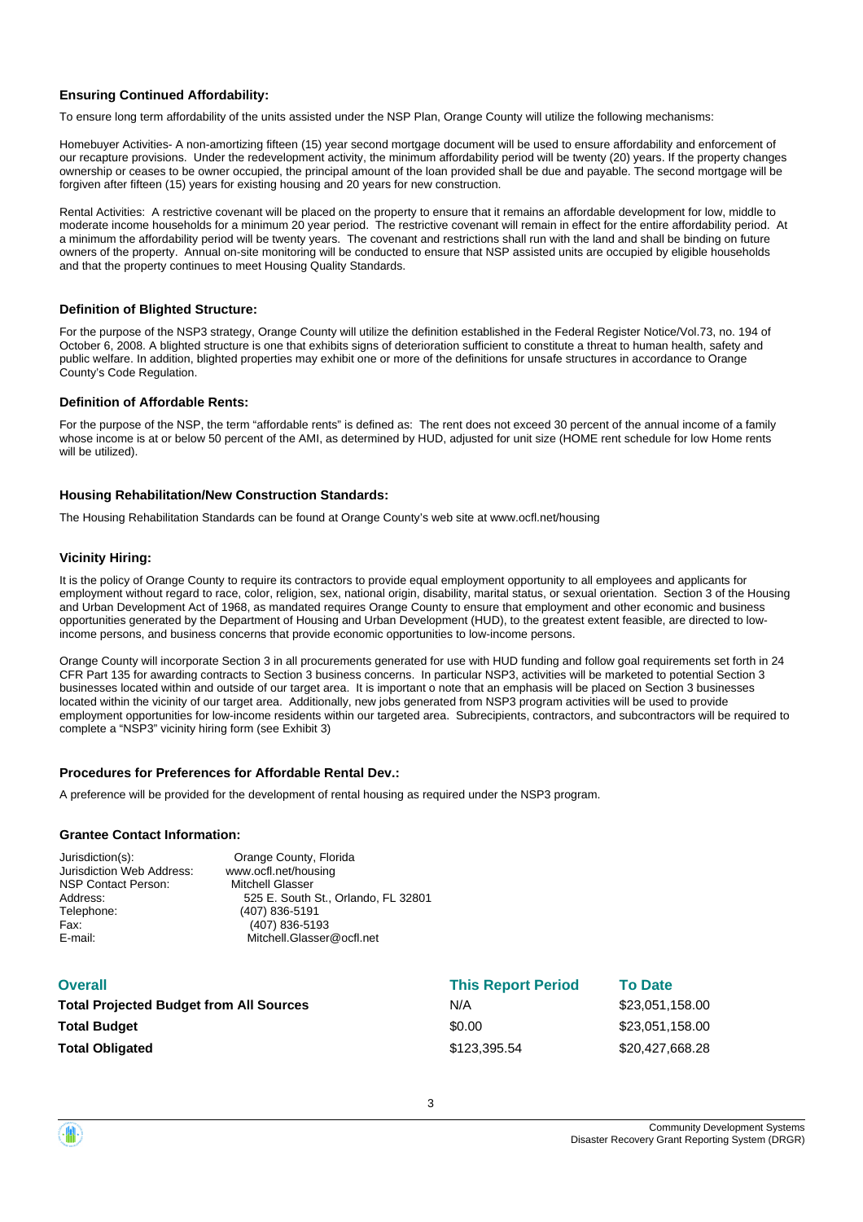### Ensuring Continued Affordability:

To ensure long term affordability of the units assisted under the NSP Plan, Orange County will utilize the following mechanisms:

Homebuyer Activities- A non-amortizing fifteen (15) year second mortgage document will be used to ensure affordability and enforcement of our recapture provisions. Under the redevelopment activity, the minimum affordability period will be twenty (20) years. If the property changes ownership or ceases to be owner occupied, the principal amount of the loan provided shall be due and payable. The second mortgage will be forgiven after fifteen (15) years for existing housing and 20 years for new construction.

Rental Activities: A restrictive covenant will be placed on the property to ensure that it remains an affordable development for low, middle to moderate income households for a minimum 20 year period. The restrictive covenant will remain in effect for the entire affordability period. At a minimum the affordability period will be twenty years. The covenant and restrictions shall run with the land and shall be binding on future owners of the property. Annual on-site monitoring will be conducted to ensure that NSP assisted units are occupied by eligible households and that the property continues to meet Housing Quality Standards.

### Definition of Blighted Structure:

For the purpose of the NSP3 strategy, Orange County will utilize the definition established in the Federal Register Notice/Vol.73, no. 194 of October 6, 2008. A blighted structure is one that exhibits signs of deterioration sufficient to constitute a threat to human health, safety and public welfare. In addition, blighted properties may exhibit one or more of the definitions for unsafe structures in accordance to Orange County's Code Regulation.

### Definition of Affordable Rents:

For the purpose of the NSP, the term "affordable rents" is defined as: The rent does not exceed 30 percent of the annual income of a family whose income is at or below 50 percent of the AMI, as determined by HUD, adjusted for unit size (HOME rent schedule for low Home rents will be utilized).

### Housing Rehabilitation/New Construction Standards:

The Housing Rehabilitation Standards can be found at Orange County's web site at www.ocfl.net/housing

### Vicinity Hiring:

It is the policy of Orange County to require its contractors to provide equal employment opportunity to all employees and applicants for employment without regard to race, color, religion, sex, national origin, disability, marital status, or sexual orientation. Section 3 of the Housing and Urban Development Act of 1968, as mandated requires Orange County to ensure that employment and other economic and business opportunities generated by the Department of Housing and Urban Development (HUD), to the greatest extent feasible, are directed to low-income persons, and business concerns that provide economic opportunities to low-income persons.

Orange County will incorporate Section 3 in all procurements generated for use with HUD funding and follow goal requirements set forth in 24 CFR Part 135 for awarding contracts to Section 3 business concerns. In particular NSP3, activities will be marketed to potential Section 3 businesses located within and outside of our target area. It is important o note that an emphasis will be placed on Section 3 businesses located within the vicinity of our target area. Additionally, new jobs generated from NSP3 program activities will be used to provide employment opportunities for low-income residents within our targeted area. Subrecipients, contractors, and subcontractors will be required to complete a "NSP3" vicinity hiring form (see Exhibit 3)

### Procedures for Preferences for Affordable Rental Dev.:

A preference will be provided for the development of rental housing as required under the NSP3 program.

### Grantee Contact Information:

| | |
|---|---|
| Jurisdiction(s): | Orange County, Florida |
| Jurisdiction Web Address: | www.ocfl.net/housing |
| NSP Contact Person: | Mitchell Glasser |
| Address: | 525 E. South St., Orlando, FL 32801 |
| Telephone: | (407) 836-5191 |
| Fax: | (407) 836-5193 |
| E-mail: | Mitchell.Glasser@ocfl.net |

| Overall | This Report Period | To Date |
|---|---|---|
| **Total Projected Budget from All Sources** | N/A | $23,051,158.00 |
| **Total Budget** | $0.00 | $23,051,158.00 |
| **Total Obligated** | $123,395.54 | $20,427,668.28 |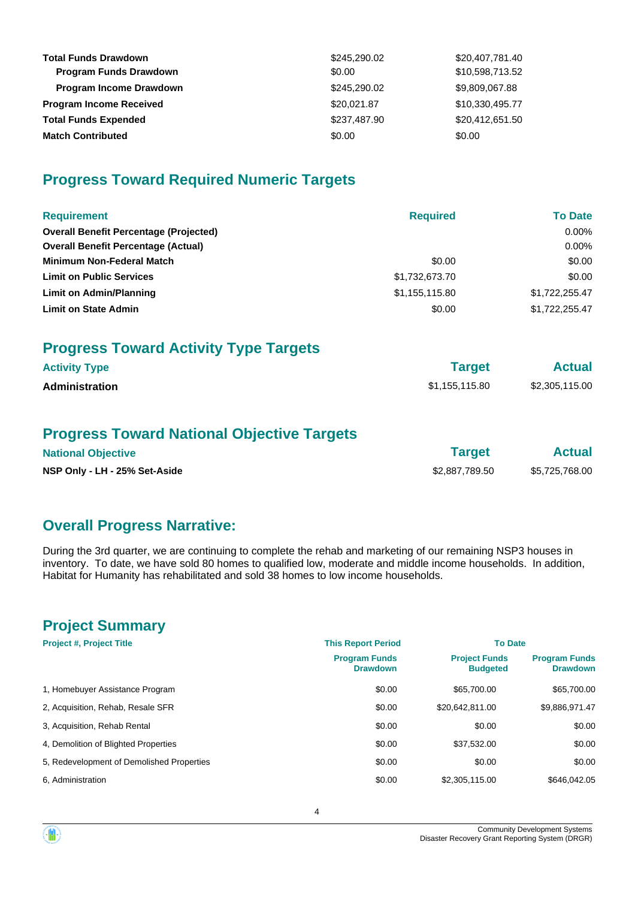| | | |
|---|---|---|
| **Total Funds Drawdown** | $245,290.02 | $20,407,781.40 |
| **Program Funds Drawdown** | $0.00 | $10,598,713.52 |
| **Program Income Drawdown** | $245,290.02 | $9,809,067.88 |
| **Program Income Received** | $20,021.87 | $10,330,495.77 |
| **Total Funds Expended** | $237,487.90 | $20,412,651.50 |
| **Match Contributed** | $0.00 | $0.00 |

## Progress Toward Required Numeric Targets

| Requirement | Required | To Date |
|---|---|---|
| **Overall Benefit Percentage (Projected)** | | 0.00% |
| **Overall Benefit Percentage (Actual)** | | 0.00% |
| **Minimum Non-Federal Match** | $0.00 | $0.00 |
| **Limit on Public Services** | $1,732,673.70 | $0.00 |
| **Limit on Admin/Planning** | $1,155,115.80 | $1,722,255.47 |
| **Limit on State Admin** | $0.00 | $1,722,255.47 |

## Progress Toward Activity Type Targets

| Activity Type | Target | Actual |
|---|---|---|
| **Administration** | $1,155,115.80 | $2,305,115.00 |

## Progress Toward National Objective Targets

| National Objective | Target | Actual |
|---|---|---|
| **NSP Only - LH - 25% Set-Aside** | $2,887,789.50 | $5,725,768.00 |

## Overall Progress Narrative:

During the 3rd quarter, we are continuing to complete the rehab and marketing of our remaining NSP3 houses in inventory. To date, we have sold 80 homes to qualified low, moderate and middle income households. In addition, Habitat for Humanity has rehabilitated and sold 38 homes to low income households.

## Project Summary

| Project #, Project Title | This Report Period | To Date | |
|---|---|---|---|
| | Program Funds Drawdown | Project Funds Budgeted | Program Funds Drawdown |
| 1, Homebuyer Assistance Program | $0.00 | $65,700.00 | $65,700.00 |
| 2, Acquisition, Rehab, Resale SFR | $0.00 | $20,642,811.00 | $9,886,971.47 |
| 3, Acquisition, Rehab Rental | $0.00 | $0.00 | $0.00 |
| 4, Demolition of Blighted Properties | $0.00 | $37,532.00 | $0.00 |
| 5, Redevelopment of Demolished Properties | $0.00 | $0.00 | $0.00 |
| 6, Administration | $0.00 | $2,305,115.00 | $646,042.05 |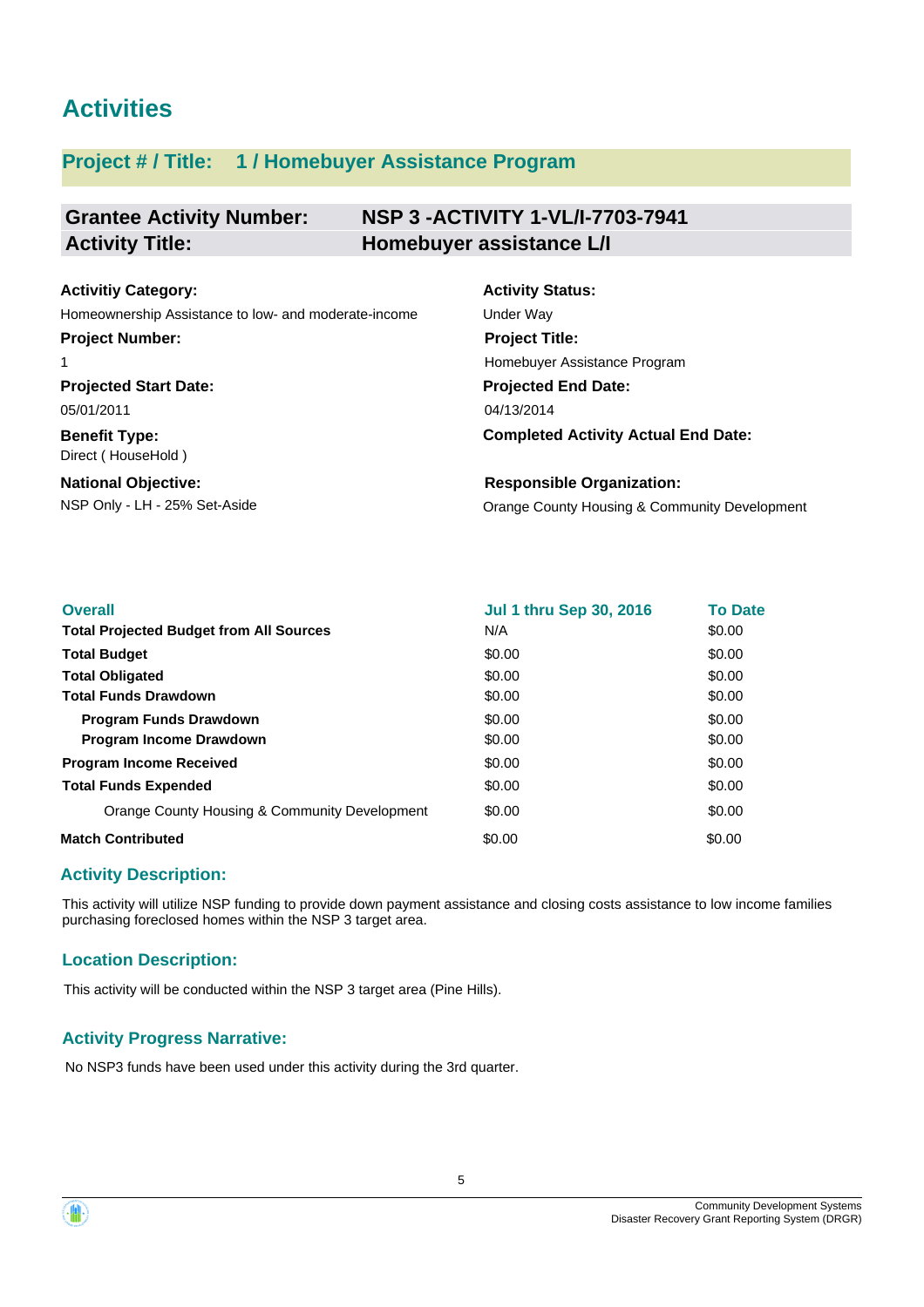# Activities

## Project # / Title: 1 / Homebuyer Assistance Program

| Grantee Activity Number: | NSP 3 -ACTIVITY 1-VL/I-7703-7941 |
|---|---|
| Activity Title: | Homebuyer assistance L/I |

**Activitiy Category:**
Homeownership Assistance to low- and moderate-income

**Activity Status:**
Under Way

**Project Number:**
1

**Project Title:**
Homebuyer Assistance Program

**Projected Start Date:**
05/01/2011

**Projected End Date:**
04/13/2014

**Benefit Type:**
Direct ( HouseHold )

**Completed Activity Actual End Date:**

**National Objective:**
NSP Only - LH - 25% Set-Aside

**Responsible Organization:**
Orange County Housing & Community Development

| Overall | Jul 1 thru Sep 30, 2016 | To Date |
|---|---|---|
| **Total Projected Budget from All Sources** | N/A | $0.00 |
| **Total Budget** | $0.00 | $0.00 |
| **Total Obligated** | $0.00 | $0.00 |
| **Total Funds Drawdown** | $0.00 | $0.00 |
| **Program Funds Drawdown** | $0.00 | $0.00 |
| **Program Income Drawdown** | $0.00 | $0.00 |
| **Program Income Received** | $0.00 | $0.00 |
| **Total Funds Expended** | $0.00 | $0.00 |
| Orange County Housing & Community Development | $0.00 | $0.00 |
| **Match Contributed** | $0.00 | $0.00 |

### Activity Description:

This activity will utilize NSP funding to provide down payment assistance and closing costs assistance to low income families purchasing foreclosed homes within the NSP 3 target area.

### Location Description:

This activity will be conducted within the NSP 3 target area (Pine Hills).

### Activity Progress Narrative:

No NSP3 funds have been used under this activity during the 3rd quarter.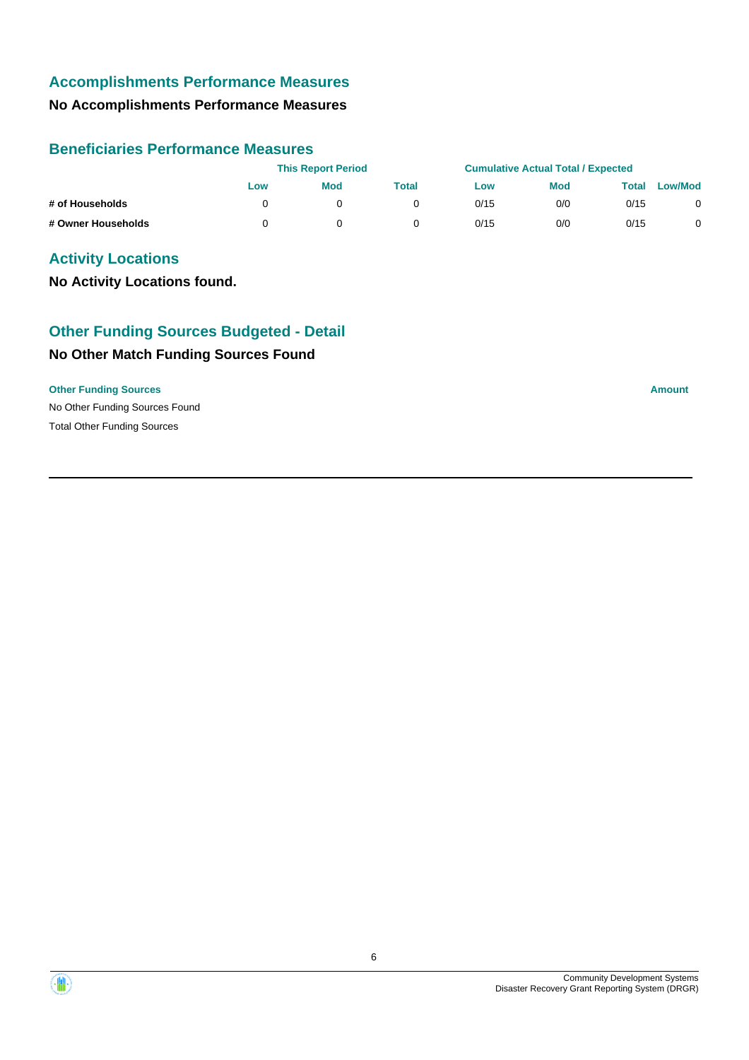## Accomplishments Performance Measures

**No Accomplishments Performance Measures**

## Beneficiaries Performance Measures

| | This Report Period | | | Cumulative Actual Total / Expected | | | |
|---|---|---|---|---|---|---|---|
| | Low | Mod | Total | Low | Mod | Total | Low/Mod |
| **# of Households** | 0 | 0 | 0 | 0/15 | 0/0 | 0/15 | 0 |
| **# Owner Households** | 0 | 0 | 0 | 0/15 | 0/0 | 0/15 | 0 |

## Activity Locations

**No Activity Locations found.**

## Other Funding Sources Budgeted - Detail

**No Other Match Funding Sources Found**

| Other Funding Sources | Amount |
|---|---|
| No Other Funding Sources Found | |
| Total Other Funding Sources | |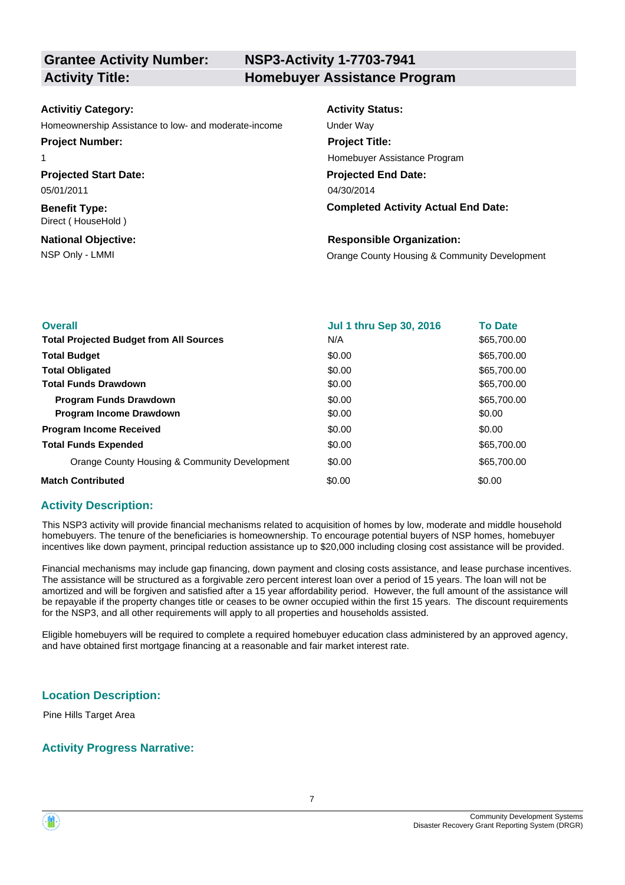| **Grantee Activity Number:** | **NSP3-Activity 1-7703-7941** |
| --- | --- |
| **Activity Title:** | **Homebuyer Assistance Program** |

**Activitiy Category:**
Homeownership Assistance to low- and moderate-income

**Activity Status:**
Under Way

**Project Number:**
1

**Project Title:**
Homebuyer Assistance Program

**Projected Start Date:**
05/01/2011

**Projected End Date:**
04/30/2014

**Benefit Type:**
Direct ( HouseHold )

**Completed Activity Actual End Date:**

**National Objective:**
NSP Only - LMMI

**Responsible Organization:**
Orange County Housing & Community Development

| **Overall** | **Jul 1 thru Sep 30, 2016** | **To Date** |
| --- | --- | --- |
| **Total Projected Budget from All Sources** | N/A | $65,700.00 |
| **Total Budget** | $0.00 | $65,700.00 |
| **Total Obligated** | $0.00 | $65,700.00 |
| **Total Funds Drawdown** | $0.00 | $65,700.00 |
| **Program Funds Drawdown** | $0.00 | $65,700.00 |
| **Program Income Drawdown** | $0.00 | $0.00 |
| **Program Income Received** | $0.00 | $0.00 |
| **Total Funds Expended** | $0.00 | $65,700.00 |
| Orange County Housing & Community Development | $0.00 | $65,700.00 |
| **Match Contributed** | $0.00 | $0.00 |

## Activity Description:

This NSP3 activity will provide financial mechanisms related to acquisition of homes by low, moderate and middle household homebuyers. The tenure of the beneficiaries is homeownership. To encourage potential buyers of NSP homes, homebuyer incentives like down payment, principal reduction assistance up to $20,000 including closing cost assistance will be provided.

Financial mechanisms may include gap financing, down payment and closing costs assistance, and lease purchase incentives. The assistance will be structured as a forgivable zero percent interest loan over a period of 15 years. The loan will not be amortized and will be forgiven and satisfied after a 15 year affordability period. However, the full amount of the assistance will be repayable if the property changes title or ceases to be owner occupied within the first 15 years. The discount requirements for the NSP3, and all other requirements will apply to all properties and households assisted.

Eligible homebuyers will be required to complete a required homebuyer education class administered by an approved agency, and have obtained first mortgage financing at a reasonable and fair market interest rate.

## Location Description:

Pine Hills Target Area

## Activity Progress Narrative: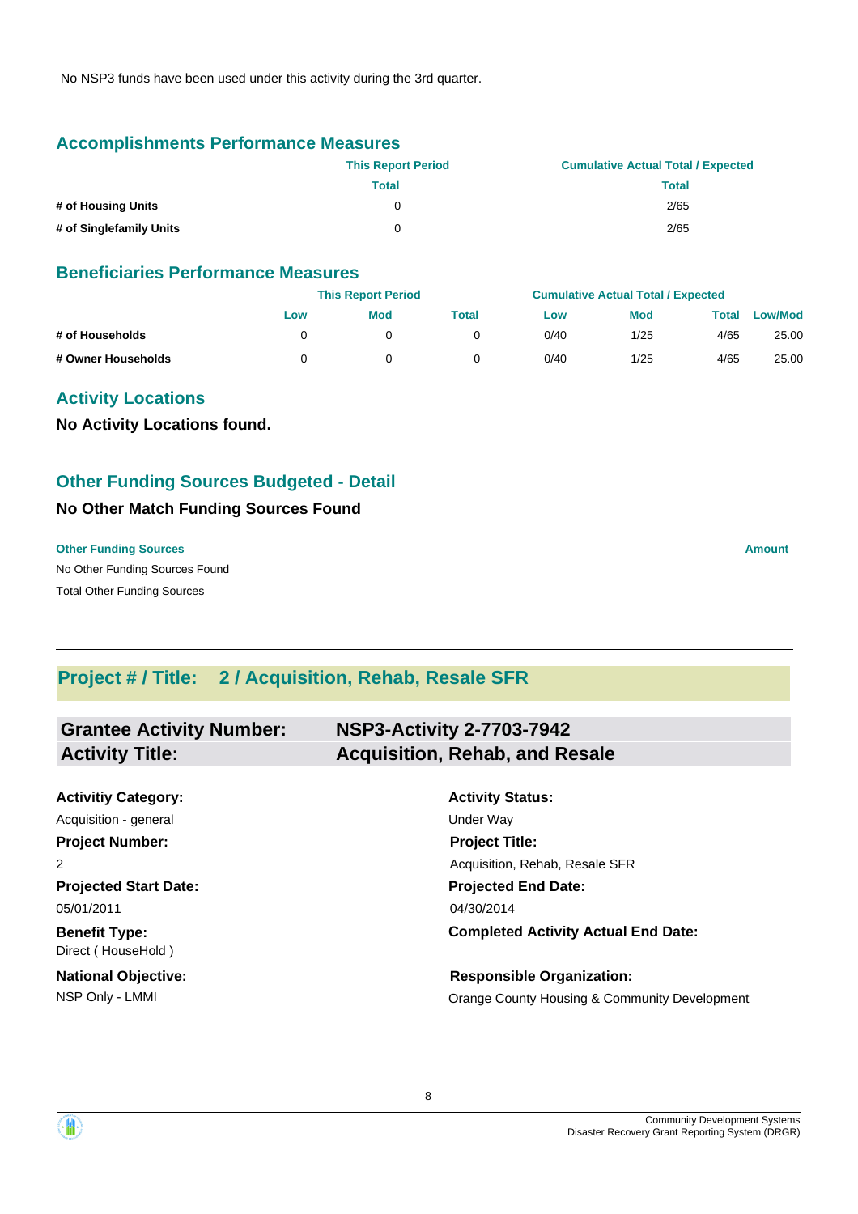No NSP3 funds have been used under this activity during the 3rd quarter.

## Accomplishments Performance Measures

| | This Report Period | Cumulative Actual Total / Expected |
|---|---|---|
| | Total | Total |
| # of Housing Units | 0 | 2/65 |
| # of Singlefamily Units | 0 | 2/65 |

## Beneficiaries Performance Measures

| | This Report Period | | | Cumulative Actual Total / Expected | | | |
|---|---|---|---|---|---|---|---|
| | Low | Mod | Total | Low | Mod | Total | Low/Mod |
| # of Households | 0 | 0 | 0 | 0/40 | 1/25 | 4/65 | 25.00 |
| # Owner Households | 0 | 0 | 0 | 0/40 | 1/25 | 4/65 | 25.00 |

## Activity Locations

**No Activity Locations found.**

## Other Funding Sources Budgeted - Detail

**No Other Match Funding Sources Found**

| Other Funding Sources | Amount |
|---|---|
| No Other Funding Sources Found | |
| Total Other Funding Sources | |

---

## Project # / Title: 2 / Acquisition, Rehab, Resale SFR

**Grantee Activity Number:** NSP3-Activity 2-7703-7942
**Activity Title:** Acquisition, Rehab, and Resale

**Activitiy Category:**
Acquisition - general

**Activity Status:**
Under Way

**Project Number:**
2

**Project Title:**
Acquisition, Rehab, Resale SFR

**Projected Start Date:**
05/01/2011

**Projected End Date:**
04/30/2014

**Benefit Type:**
Direct ( HouseHold )

**Completed Activity Actual End Date:**

**National Objective:**
NSP Only - LMMI

**Responsible Organization:**
Orange County Housing & Community Development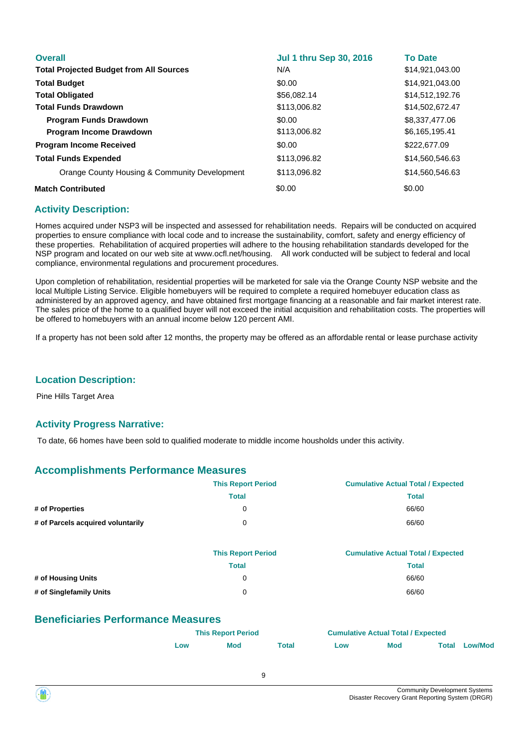| Overall | Jul 1 thru Sep 30, 2016 | To Date |
|---|---|---|
| **Total Projected Budget from All Sources** | N/A | $14,921,043.00 |
| **Total Budget** | $0.00 | $14,921,043.00 |
| **Total Obligated** | $56,082.14 | $14,512,192.76 |
| **Total Funds Drawdown** | $113,006.82 | $14,502,672.47 |
| **Program Funds Drawdown** | $0.00 | $8,337,477.06 |
| **Program Income Drawdown** | $113,006.82 | $6,165,195.41 |
| **Program Income Received** | $0.00 | $222,677.09 |
| **Total Funds Expended** | $113,096.82 | $14,560,546.63 |
| Orange County Housing & Community Development | $113,096.82 | $14,560,546.63 |
| **Match Contributed** | $0.00 | $0.00 |

## Activity Description:

Homes acquired under NSP3 will be inspected and assessed for rehabilitation needs. Repairs will be conducted on acquired properties to ensure compliance with local code and to increase the sustainability, comfort, safety and energy efficiency of these properties. Rehabilitation of acquired properties will adhere to the housing rehabilitation standards developed for the NSP program and located on our web site at www.ocfl.net/housing. All work conducted will be subject to federal and local compliance, environmental regulations and procurement procedures.

Upon completion of rehabilitation, residential properties will be marketed for sale via the Orange County NSP website and the local Multiple Listing Service. Eligible homebuyers will be required to complete a required homebuyer education class as administered by an approved agency, and have obtained first mortgage financing at a reasonable and fair market interest rate. The sales price of the home to a qualified buyer will not exceed the initial acquisition and rehabilitation costs. The properties will be offered to homebuyers with an annual income below 120 percent AMI.

If a property has not been sold after 12 months, the property may be offered as an affordable rental or lease purchase activity

## Location Description:

Pine Hills Target Area

## Activity Progress Narrative:

To date, 66 homes have been sold to qualified moderate to middle income housholds under this activity.

## Accomplishments Performance Measures

| | This Report Period | Cumulative Actual Total / Expected |
|---|---|---|
| | Total | Total |
| **# of Properties** | 0 | 66/60 |
| **# of Parcels acquired voluntarily** | 0 | 66/60 |

| | This Report Period | Cumulative Actual Total / Expected |
|---|---|---|
| | Total | Total |
| **# of Housing Units** | 0 | 66/60 |
| **# of Singlefamily Units** | 0 | 66/60 |

## Beneficiaries Performance Measures

| | This Report Period | | | Cumulative Actual Total / Expected | | | |
|---|---|---|---|---|---|---|---|
| | Low | Mod | Total | Low | Mod | Total | Low/Mod |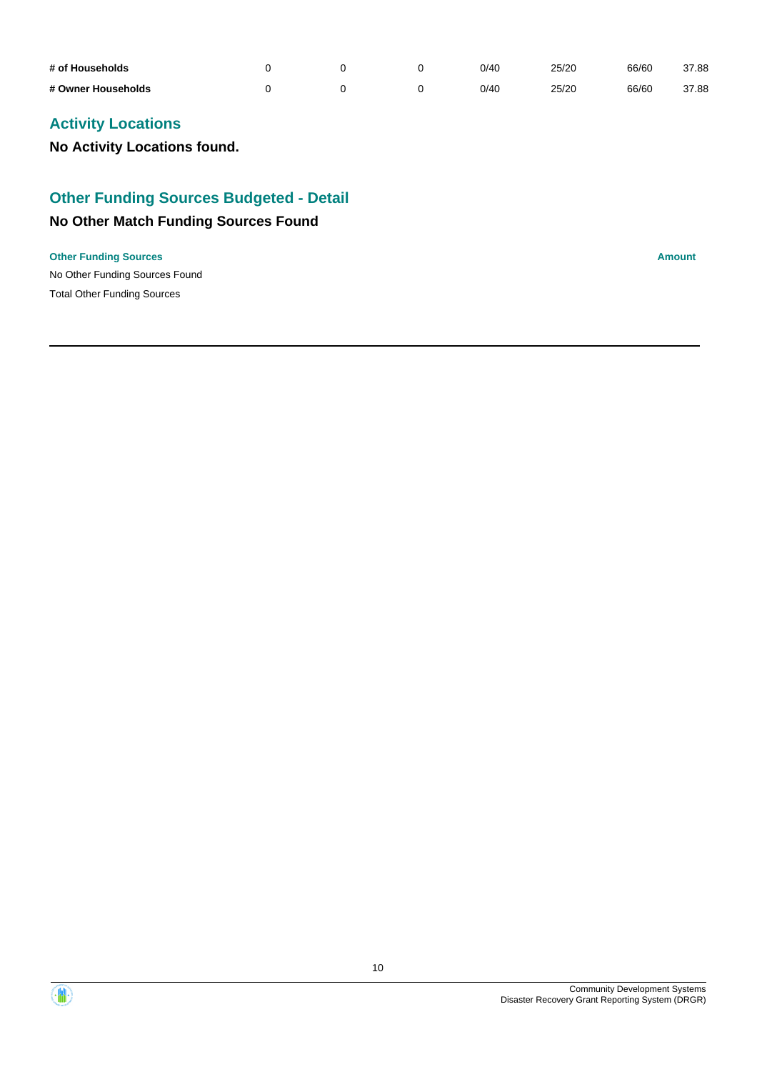| | | | | | | | |
|---|---|---|---|---|---|---|---|
| **# of Households** | 0 | 0 | 0 | 0/40 | 25/20 | 66/60 | 37.88 |
| **# Owner Households** | 0 | 0 | 0 | 0/40 | 25/20 | 66/60 | 37.88 |

## Activity Locations

**No Activity Locations found.**

## Other Funding Sources Budgeted - Detail

### No Other Match Funding Sources Found

| Other Funding Sources | Amount |
|---|---|
| No Other Funding Sources Found | |
| Total Other Funding Sources | |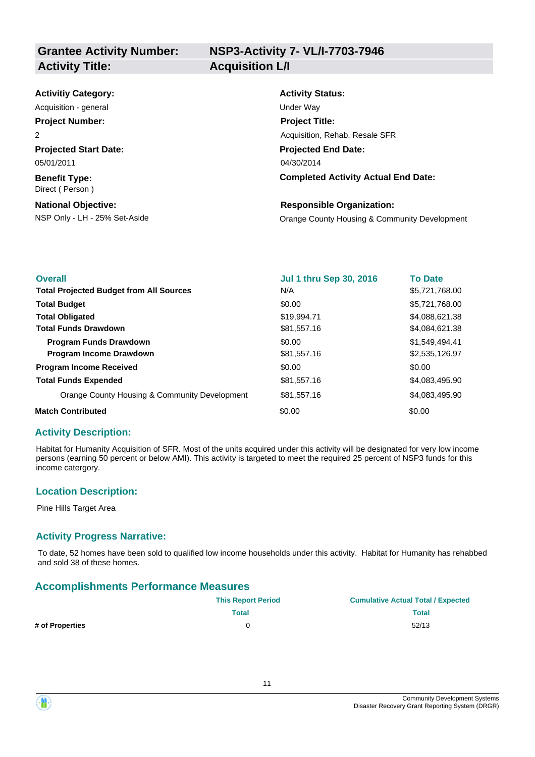| **Grantee Activity Number:** | **NSP3-Activity 7- VL/I-7703-7946** |
|---|---|
| **Activity Title:** | **Acquisition L/I** |

**Activitiy Category:**
Acquisition - general

**Activity Status:**
Under Way

**Project Number:**
2

**Project Title:**
Acquisition, Rehab, Resale SFR

**Projected Start Date:**
05/01/2011

**Projected End Date:**
04/30/2014

**Benefit Type:**
Direct ( Person )

**Completed Activity Actual End Date:**

**National Objective:**
NSP Only - LH - 25% Set-Aside

**Responsible Organization:**
Orange County Housing & Community Development

| Overall | Jul 1 thru Sep 30, 2016 | To Date |
|---|---|---|
| **Total Projected Budget from All Sources** | N/A | $5,721,768.00 |
| **Total Budget** | $0.00 | $5,721,768.00 |
| **Total Obligated** | $19,994.71 | $4,088,621.38 |
| **Total Funds Drawdown** | $81,557.16 | $4,084,621.38 |
| **Program Funds Drawdown** | $0.00 | $1,549,494.41 |
| **Program Income Drawdown** | $81,557.16 | $2,535,126.97 |
| **Program Income Received** | $0.00 | $0.00 |
| **Total Funds Expended** | $81,557.16 | $4,083,495.90 |
| Orange County Housing & Community Development | $81,557.16 | $4,083,495.90 |
| **Match Contributed** | $0.00 | $0.00 |

## Activity Description:

Habitat for Humanity Acquisition of SFR. Most of the units acquired under this activity will be designated for very low income persons (earning 50 percent or below AMI). This activity is targeted to meet the required 25 percent of NSP3 funds for this income catergory.

## Location Description:

Pine Hills Target Area

## Activity Progress Narrative:

To date, 52 homes have been sold to qualified low income households under this activity. Habitat for Humanity has rehabbed and sold 38 of these homes.

## Accomplishments Performance Measures

| | This Report Period | Cumulative Actual Total / Expected |
|---|---|---|
| | Total | Total |
| **# of Properties** | 0 | 52/13 |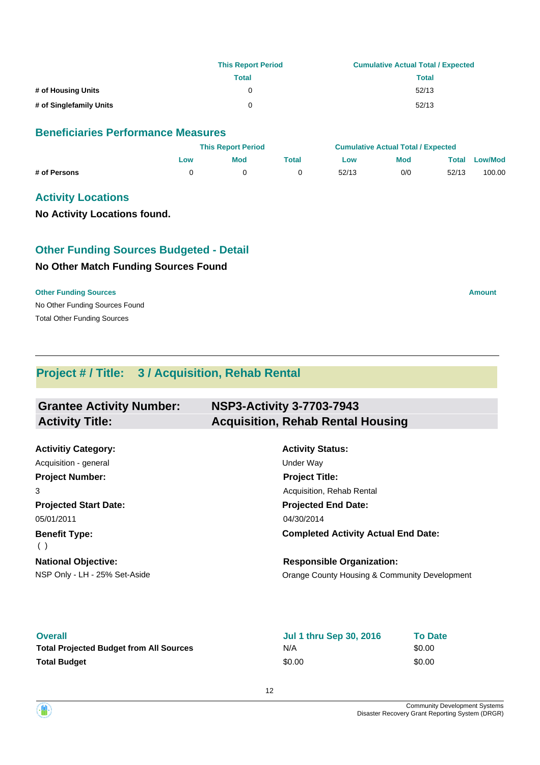| | This Report Period | Cumulative Actual Total / Expected |
|---|---|---|
| | Total | Total |
| # of Housing Units | 0 | 52/13 |
| # of Singlefamily Units | 0 | 52/13 |

## Beneficiaries Performance Measures

| | This Report Period | | | Cumulative Actual Total / Expected | | | |
|---|---|---|---|---|---|---|---|
| | Low | Mod | Total | Low | Mod | Total | Low/Mod |
| # of Persons | 0 | 0 | 0 | 52/13 | 0/0 | 52/13 | 100.00 |

## Activity Locations

**No Activity Locations found.**

## Other Funding Sources Budgeted - Detail

**No Other Match Funding Sources Found**

| Other Funding Sources | Amount |
|---|---|
| No Other Funding Sources Found | |
| Total Other Funding Sources | |

---

## Project # / Title: 3 / Acquisition, Rehab Rental

**Grantee Activity Number:** NSP3-Activity 3-7703-7943

**Activity Title:** Acquisition, Rehab Rental Housing

**Activitiy Category:**
Acquisition - general

**Activity Status:**
Under Way

**Project Number:**
3

**Project Title:**
Acquisition, Rehab Rental

**Projected Start Date:**
05/01/2011

**Projected End Date:**
04/30/2014

**Benefit Type:**
( )

**Completed Activity Actual End Date:**

**National Objective:**
NSP Only - LH - 25% Set-Aside

**Responsible Organization:**
Orange County Housing & Community Development

| Overall | Jul 1 thru Sep 30, 2016 | To Date |
|---|---|---|
| **Total Projected Budget from All Sources** | N/A | $0.00 |
| **Total Budget** | $0.00 | $0.00 |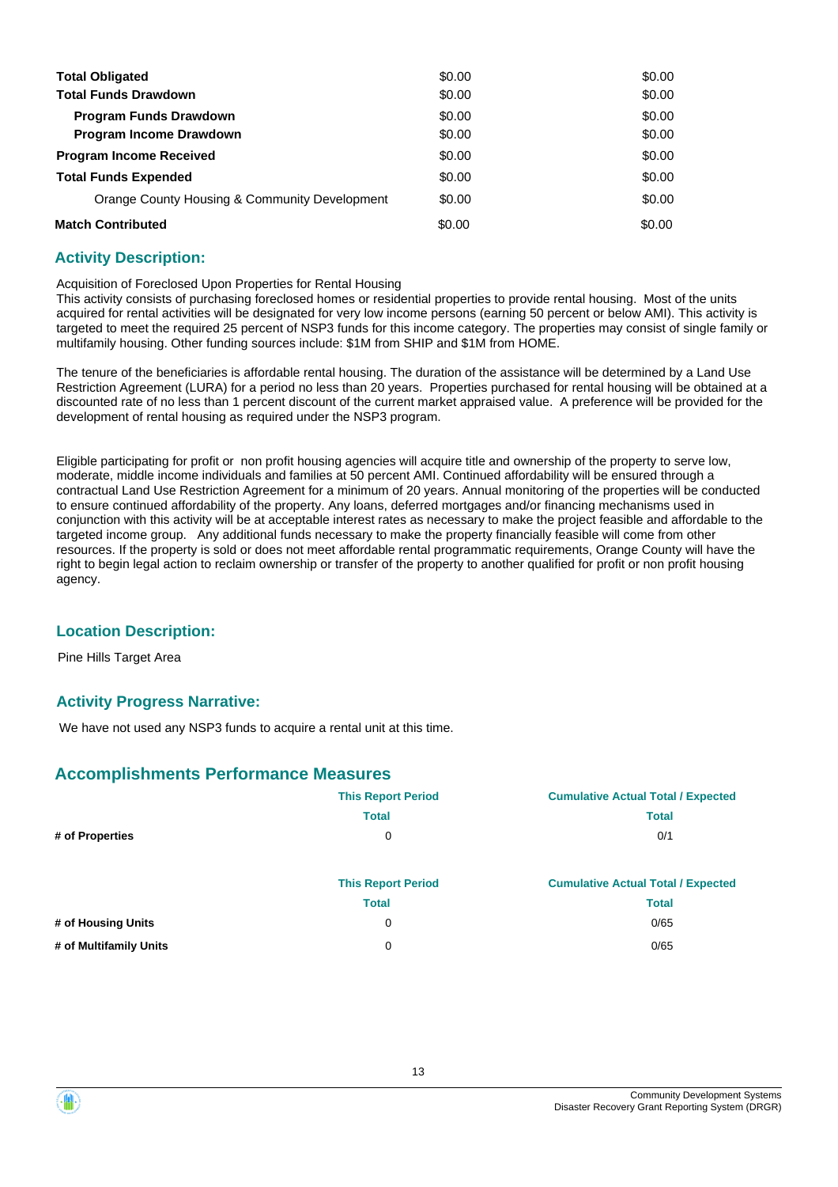| | | |
|---|---|---|
| **Total Obligated** | $0.00 | $0.00 |
| **Total Funds Drawdown** | $0.00 | $0.00 |
| **Program Funds Drawdown** | $0.00 | $0.00 |
| **Program Income Drawdown** | $0.00 | $0.00 |
| **Program Income Received** | $0.00 | $0.00 |
| **Total Funds Expended** | $0.00 | $0.00 |
| Orange County Housing & Community Development | $0.00 | $0.00 |
| **Match Contributed** | $0.00 | $0.00 |

## Activity Description:

Acquisition of Foreclosed Upon Properties for Rental Housing
This activity consists of purchasing foreclosed homes or residential properties to provide rental housing. Most of the units acquired for rental activities will be designated for very low income persons (earning 50 percent or below AMI). This activity is targeted to meet the required 25 percent of NSP3 funds for this income category. The properties may consist of single family or multifamily housing. Other funding sources include: $1M from SHIP and $1M from HOME.

The tenure of the beneficiaries is affordable rental housing. The duration of the assistance will be determined by a Land Use Restriction Agreement (LURA) for a period no less than 20 years. Properties purchased for rental housing will be obtained at a discounted rate of no less than 1 percent discount of the current market appraised value. A preference will be provided for the development of rental housing as required under the NSP3 program.

Eligible participating for profit or non profit housing agencies will acquire title and ownership of the property to serve low, moderate, middle income individuals and families at 50 percent AMI. Continued affordability will be ensured through a contractual Land Use Restriction Agreement for a minimum of 20 years. Annual monitoring of the properties will be conducted to ensure continued affordability of the property. Any loans, deferred mortgages and/or financing mechanisms used in conjunction with this activity will be at acceptable interest rates as necessary to make the project feasible and affordable to the targeted income group. Any additional funds necessary to make the property financially feasible will come from other resources. If the property is sold or does not meet affordable rental programmatic requirements, Orange County will have the right to begin legal action to reclaim ownership or transfer of the property to another qualified for profit or non profit housing agency.

## Location Description:

Pine Hills Target Area

## Activity Progress Narrative:

We have not used any NSP3 funds to acquire a rental unit at this time.

## Accomplishments Performance Measures

| | This Report Period | Cumulative Actual Total / Expected |
|---|---|---|
| | Total | Total |
| **# of Properties** | 0 | 0/1 |

| | This Report Period | Cumulative Actual Total / Expected |
|---|---|---|
| | Total | Total |
| **# of Housing Units** | 0 | 0/65 |
| **# of Multifamily Units** | 0 | 0/65 |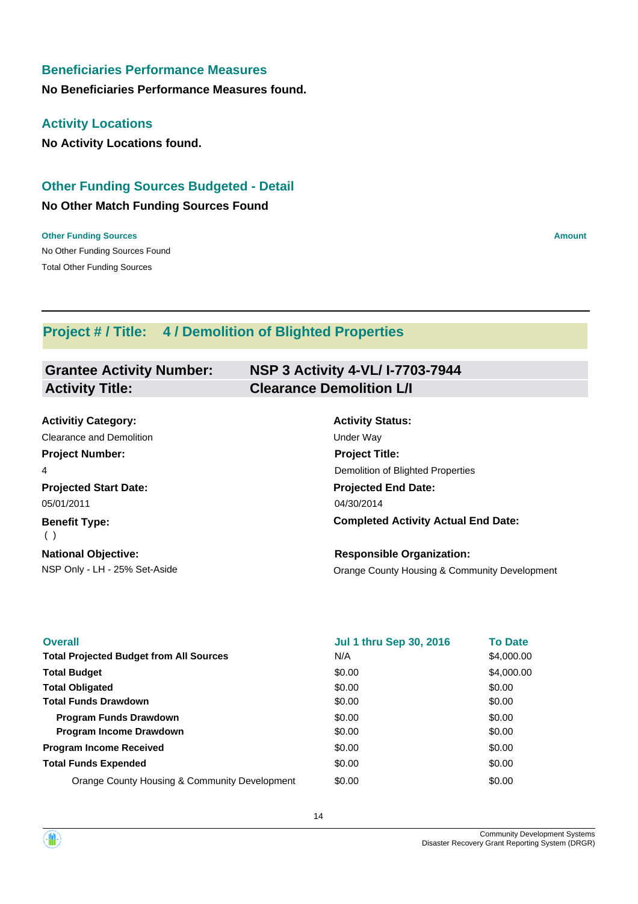## Beneficiaries Performance Measures

**No Beneficiaries Performance Measures found.**

## Activity Locations

**No Activity Locations found.**

## Other Funding Sources Budgeted - Detail

**No Other Match Funding Sources Found**

| Other Funding Sources | Amount |
|---|---|
| No Other Funding Sources Found | |
| Total Other Funding Sources | |

---

## Project # / Title: 4 / Demolition of Blighted Properties

| | |
|---|---|
| **Grantee Activity Number:** | **NSP 3 Activity 4-VL/ I-7703-7944** |
| **Activity Title:** | **Clearance Demolition L/I** |

**Activitiy Category:**
Clearance and Demolition

**Activity Status:**
Under Way

**Project Number:**
4

**Project Title:**
Demolition of Blighted Properties

**Projected Start Date:**
05/01/2011

**Projected End Date:**
04/30/2014

**Benefit Type:**
( )

**Completed Activity Actual End Date:**

**National Objective:**
NSP Only - LH - 25% Set-Aside

**Responsible Organization:**
Orange County Housing & Community Development

| Overall | Jul 1 thru Sep 30, 2016 | To Date |
|---|---|---|
| **Total Projected Budget from All Sources** | N/A | $4,000.00 |
| **Total Budget** | $0.00 | $4,000.00 |
| **Total Obligated** | $0.00 | $0.00 |
| **Total Funds Drawdown** | $0.00 | $0.00 |
| **Program Funds Drawdown** | $0.00 | $0.00 |
| **Program Income Drawdown** | $0.00 | $0.00 |
| **Program Income Received** | $0.00 | $0.00 |
| **Total Funds Expended** | $0.00 | $0.00 |
| Orange County Housing & Community Development | $0.00 | $0.00 |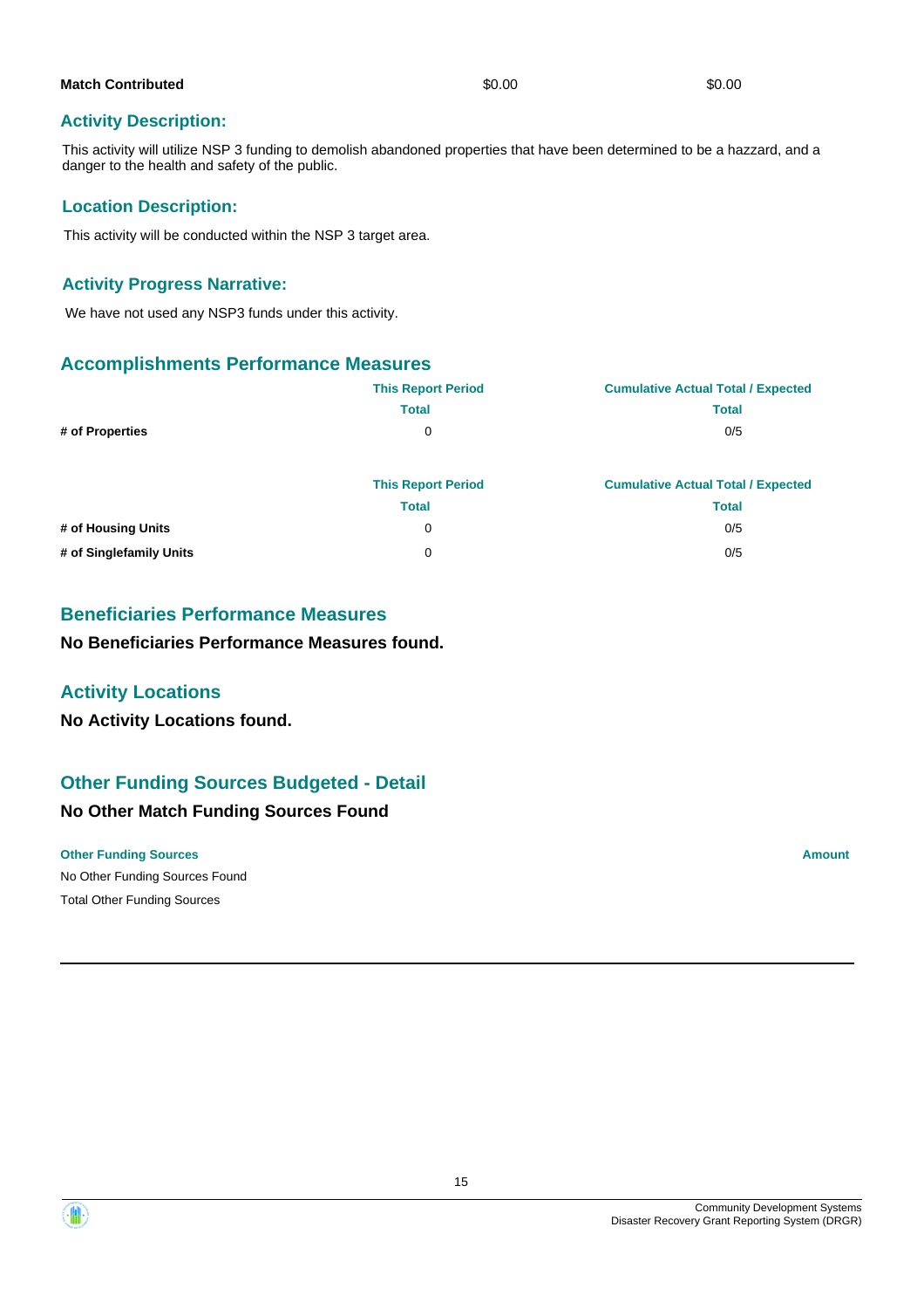| | | |
|---|---|---|
| **Match Contributed** | $0.00 | $0.00 |

### Activity Description:

This activity will utilize NSP 3 funding to demolish abandoned properties that have been determined to be a hazzard, and a danger to the health and safety of the public.

### Location Description:

This activity will be conducted within the NSP 3 target area.

### Activity Progress Narrative:

We have not used any NSP3 funds under this activity.

## Accomplishments Performance Measures

| | This Report Period | Cumulative Actual Total / Expected |
|---|---|---|
| | Total | Total |
| **# of Properties** | 0 | 0/5 |

| | This Report Period | Cumulative Actual Total / Expected |
|---|---|---|
| | Total | Total |
| **# of Housing Units** | 0 | 0/5 |
| **# of Singlefamily Units** | 0 | 0/5 |

## Beneficiaries Performance Measures

**No Beneficiaries Performance Measures found.**

## Activity Locations

**No Activity Locations found.**

## Other Funding Sources Budgeted - Detail

**No Other Match Funding Sources Found**

| Other Funding Sources | Amount |
|---|---|
| No Other Funding Sources Found | |
| Total Other Funding Sources | |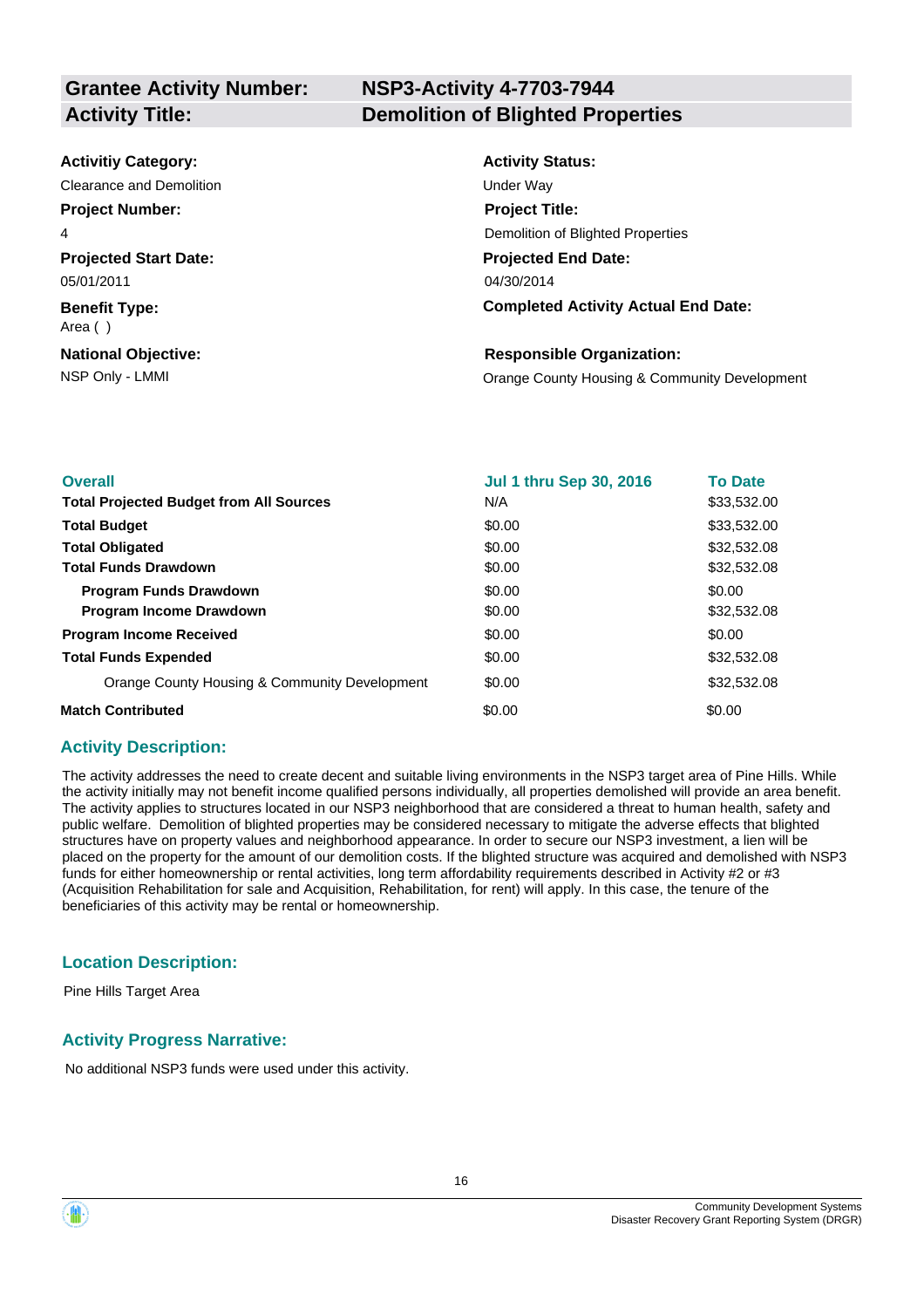| **Grantee Activity Number:** | **NSP3-Activity 4-7703-7944** |
|---|---|
| **Activity Title:** | **Demolition of Blighted Properties** |

**Activitiy Category:**
Clearance and Demolition

**Activity Status:**
Under Way

**Project Number:**
4

**Project Title:**
Demolition of Blighted Properties

**Projected Start Date:**
05/01/2011

**Projected End Date:**
04/30/2014

**Benefit Type:**
Area ( )

**Completed Activity Actual End Date:**

**National Objective:**
NSP Only - LMMI

**Responsible Organization:**
Orange County Housing & Community Development

| Overall | Jul 1 thru Sep 30, 2016 | To Date |
|---|---|---|
| **Total Projected Budget from All Sources** | N/A | $33,532.00 |
| **Total Budget** | $0.00 | $33,532.00 |
| **Total Obligated** | $0.00 | $32,532.08 |
| **Total Funds Drawdown** | $0.00 | $32,532.08 |
| **Program Funds Drawdown** | $0.00 | $0.00 |
| **Program Income Drawdown** | $0.00 | $32,532.08 |
| **Program Income Received** | $0.00 | $0.00 |
| **Total Funds Expended** | $0.00 | $32,532.08 |
| Orange County Housing & Community Development | $0.00 | $32,532.08 |
| **Match Contributed** | $0.00 | $0.00 |

## Activity Description:

The activity addresses the need to create decent and suitable living environments in the NSP3 target area of Pine Hills. While the activity initially may not benefit income qualified persons individually, all properties demolished will provide an area benefit. The activity applies to structures located in our NSP3 neighborhood that are considered a threat to human health, safety and public welfare. Demolition of blighted properties may be considered necessary to mitigate the adverse effects that blighted structures have on property values and neighborhood appearance. In order to secure our NSP3 investment, a lien will be placed on the property for the amount of our demolition costs. If the blighted structure was acquired and demolished with NSP3 funds for either homeownership or rental activities, long term affordability requirements described in Activity #2 or #3 (Acquisition Rehabilitation for sale and Acquisition, Rehabilitation, for rent) will apply. In this case, the tenure of the beneficiaries of this activity may be rental or homeownership.

## Location Description:

Pine Hills Target Area

## Activity Progress Narrative:

No additional NSP3 funds were used under this activity.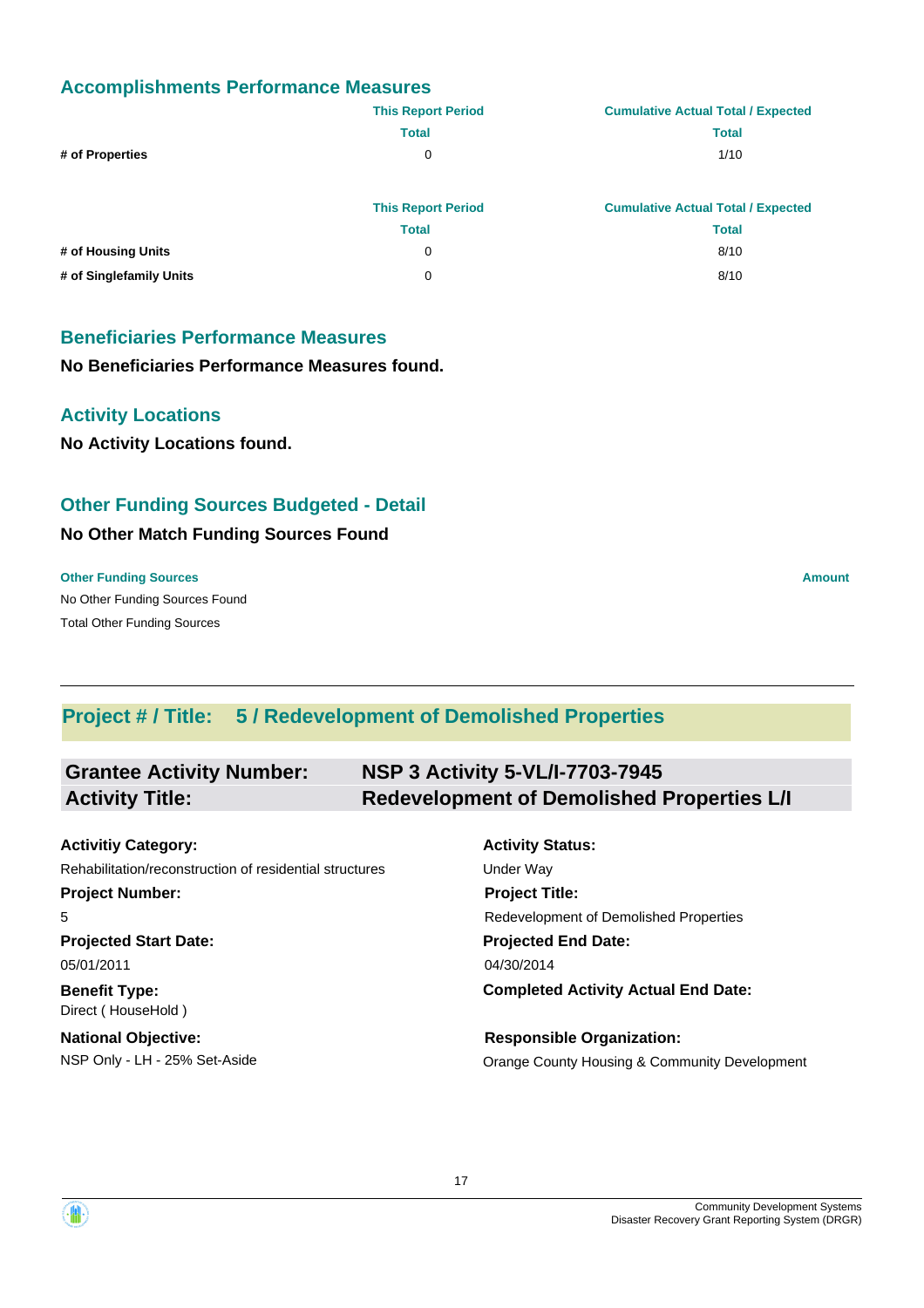## Accomplishments Performance Measures

| | This Report Period | Cumulative Actual Total / Expected |
|---|---|---|
| | Total | Total |
| # of Properties | 0 | 1/10 |

| | This Report Period | Cumulative Actual Total / Expected |
|---|---|---|
| | Total | Total |
| # of Housing Units | 0 | 8/10 |
| # of Singlefamily Units | 0 | 8/10 |

## Beneficiaries Performance Measures

**No Beneficiaries Performance Measures found.**

## Activity Locations

**No Activity Locations found.**

## Other Funding Sources Budgeted - Detail

**No Other Match Funding Sources Found**

| Other Funding Sources | Amount |
|---|---|
| No Other Funding Sources Found | |
| Total Other Funding Sources | |

---

## Project # / Title: 5 / Redevelopment of Demolished Properties

**Grantee Activity Number:** NSP 3 Activity 5-VL/I-7703-7945

**Activity Title:** Redevelopment of Demolished Properties L/I

**Activitiy Category:**
Rehabilitation/reconstruction of residential structures

**Activity Status:**
Under Way

**Project Number:**
5

**Project Title:**
Redevelopment of Demolished Properties

**Projected Start Date:**
05/01/2011

**Projected End Date:**
04/30/2014

**Benefit Type:**
Direct ( HouseHold )

**Completed Activity Actual End Date:**

**National Objective:**
NSP Only - LH - 25% Set-Aside

**Responsible Organization:**
Orange County Housing & Community Development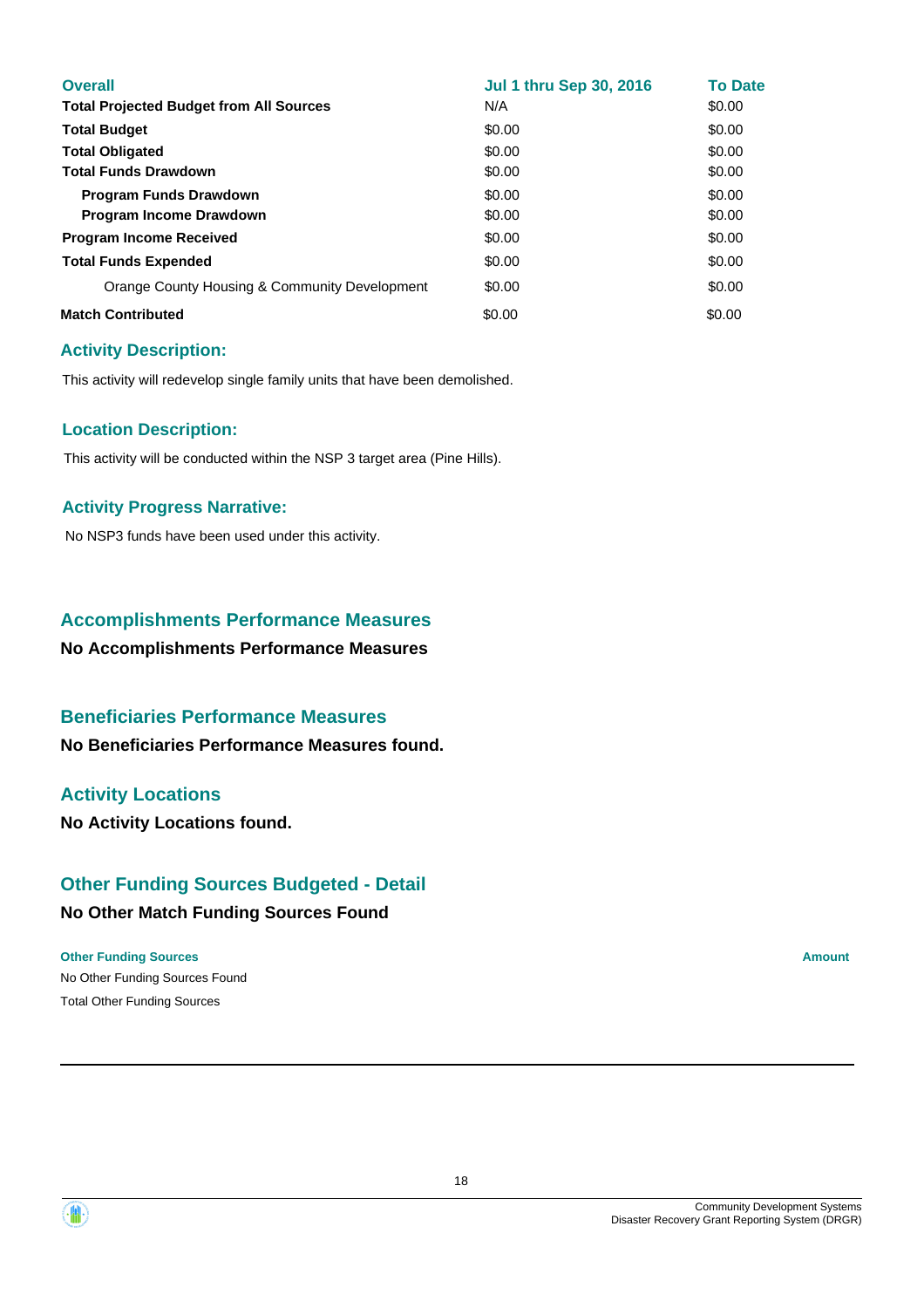| Overall | Jul 1 thru Sep 30, 2016 | To Date |
|---|---|---|
| **Total Projected Budget from All Sources** | N/A | $0.00 |
| **Total Budget** | $0.00 | $0.00 |
| **Total Obligated** | $0.00 | $0.00 |
| **Total Funds Drawdown** | $0.00 | $0.00 |
| **Program Funds Drawdown** | $0.00 | $0.00 |
| **Program Income Drawdown** | $0.00 | $0.00 |
| **Program Income Received** | $0.00 | $0.00 |
| **Total Funds Expended** | $0.00 | $0.00 |
| Orange County Housing & Community Development | $0.00 | $0.00 |
| **Match Contributed** | $0.00 | $0.00 |

### Activity Description:

This activity will redevelop single family units that have been demolished.

### Location Description:

This activity will be conducted within the NSP 3 target area (Pine Hills).

### Activity Progress Narrative:

No NSP3 funds have been used under this activity.

## Accomplishments Performance Measures

**No Accomplishments Performance Measures**

## Beneficiaries Performance Measures

**No Beneficiaries Performance Measures found.**

## Activity Locations

**No Activity Locations found.**

## Other Funding Sources Budgeted - Detail

**No Other Match Funding Sources Found**

| Other Funding Sources | Amount |
|---|---|
| No Other Funding Sources Found | |
| Total Other Funding Sources | |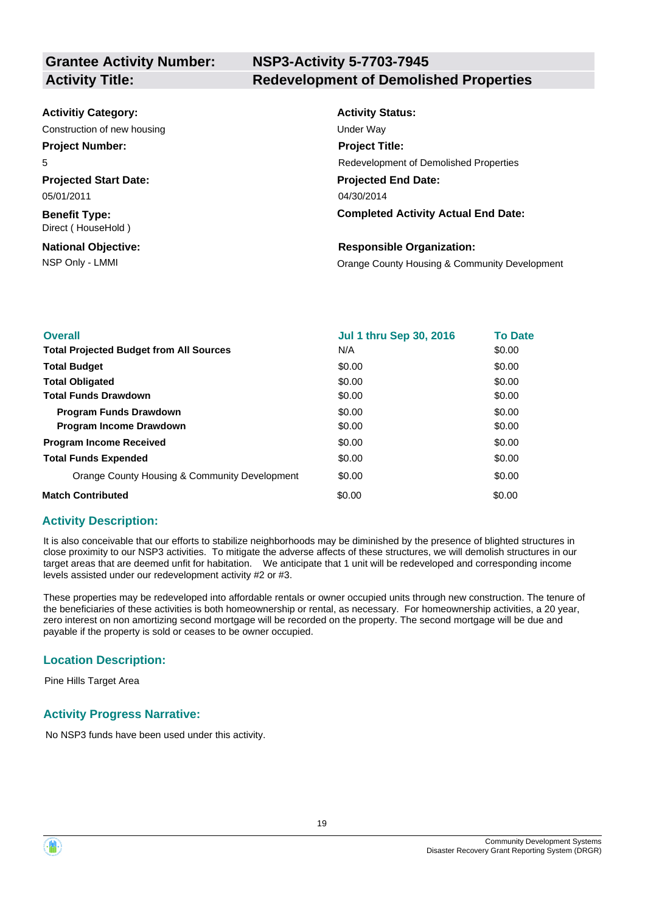| **Grantee Activity Number:** | **NSP3-Activity 5-7703-7945** |
|---|---|
| **Activity Title:** | **Redevelopment of Demolished Properties** |

**Activitiy Category:**
Construction of new housing

**Activity Status:**
Under Way

**Project Number:**
5

**Project Title:**
Redevelopment of Demolished Properties

**Projected Start Date:**
05/01/2011

**Projected End Date:**
04/30/2014

**Benefit Type:**
Direct ( HouseHold )

**Completed Activity Actual End Date:**

**National Objective:**
NSP Only - LMMI

**Responsible Organization:**
Orange County Housing & Community Development

| **Overall** | **Jul 1 thru Sep 30, 2016** | **To Date** |
|---|---|---|
| **Total Projected Budget from All Sources** | N/A | $0.00 |
| **Total Budget** | $0.00 | $0.00 |
| **Total Obligated** | $0.00 | $0.00 |
| **Total Funds Drawdown** | $0.00 | $0.00 |
| **Program Funds Drawdown** | $0.00 | $0.00 |
| **Program Income Drawdown** | $0.00 | $0.00 |
| **Program Income Received** | $0.00 | $0.00 |
| **Total Funds Expended** | $0.00 | $0.00 |
| Orange County Housing & Community Development | $0.00 | $0.00 |
| **Match Contributed** | $0.00 | $0.00 |

## Activity Description:

It is also conceivable that our efforts to stabilize neighborhoods may be diminished by the presence of blighted structures in close proximity to our NSP3 activities. To mitigate the adverse affects of these structures, we will demolish structures in our target areas that are deemed unfit for habitation. We anticipate that 1 unit will be redeveloped and corresponding income levels assisted under our redevelopment activity #2 or #3.

These properties may be redeveloped into affordable rentals or owner occupied units through new construction. The tenure of the beneficiaries of these activities is both homeownership or rental, as necessary. For homeownership activities, a 20 year, zero interest on non amortizing second mortgage will be recorded on the property. The second mortgage will be due and payable if the property is sold or ceases to be owner occupied.

## Location Description:

Pine Hills Target Area

## Activity Progress Narrative:

No NSP3 funds have been used under this activity.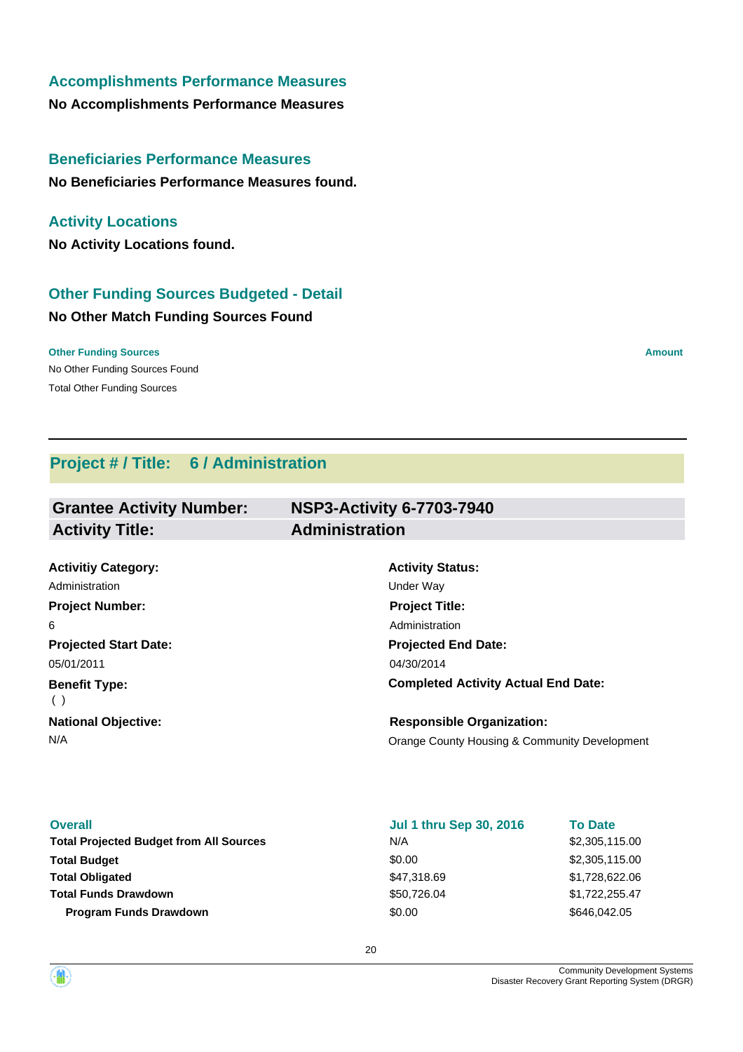### Accomplishments Performance Measures

**No Accomplishments Performance Measures**

### Beneficiaries Performance Measures

**No Beneficiaries Performance Measures found.**

### Activity Locations

**No Activity Locations found.**

### Other Funding Sources Budgeted - Detail

**No Other Match Funding Sources Found**

| Other Funding Sources | Amount |
|---|---|
| No Other Funding Sources Found | |
| Total Other Funding Sources | |

---

## Project # / Title: 6 / Administration

| | |
|---|---|
| **Grantee Activity Number:** | **NSP3-Activity 6-7703-7940** |
| **Activity Title:** | **Administration** |

**Activitiy Category:**
Administration

**Activity Status:**
Under Way

**Project Number:**
6

**Project Title:**
Administration

**Projected Start Date:**
05/01/2011

**Projected End Date:**
04/30/2014

**Benefit Type:**
( )

**Completed Activity Actual End Date:**

**National Objective:**
N/A

**Responsible Organization:**
Orange County Housing & Community Development

| Overall | Jul 1 thru Sep 30, 2016 | To Date |
|---|---|---|
| **Total Projected Budget from All Sources** | N/A | $2,305,115.00 |
| **Total Budget** | $0.00 | $2,305,115.00 |
| **Total Obligated** | $47,318.69 | $1,728,622.06 |
| **Total Funds Drawdown** | $50,726.04 | $1,722,255.47 |
| **Program Funds Drawdown** | $0.00 | $646,042.05 |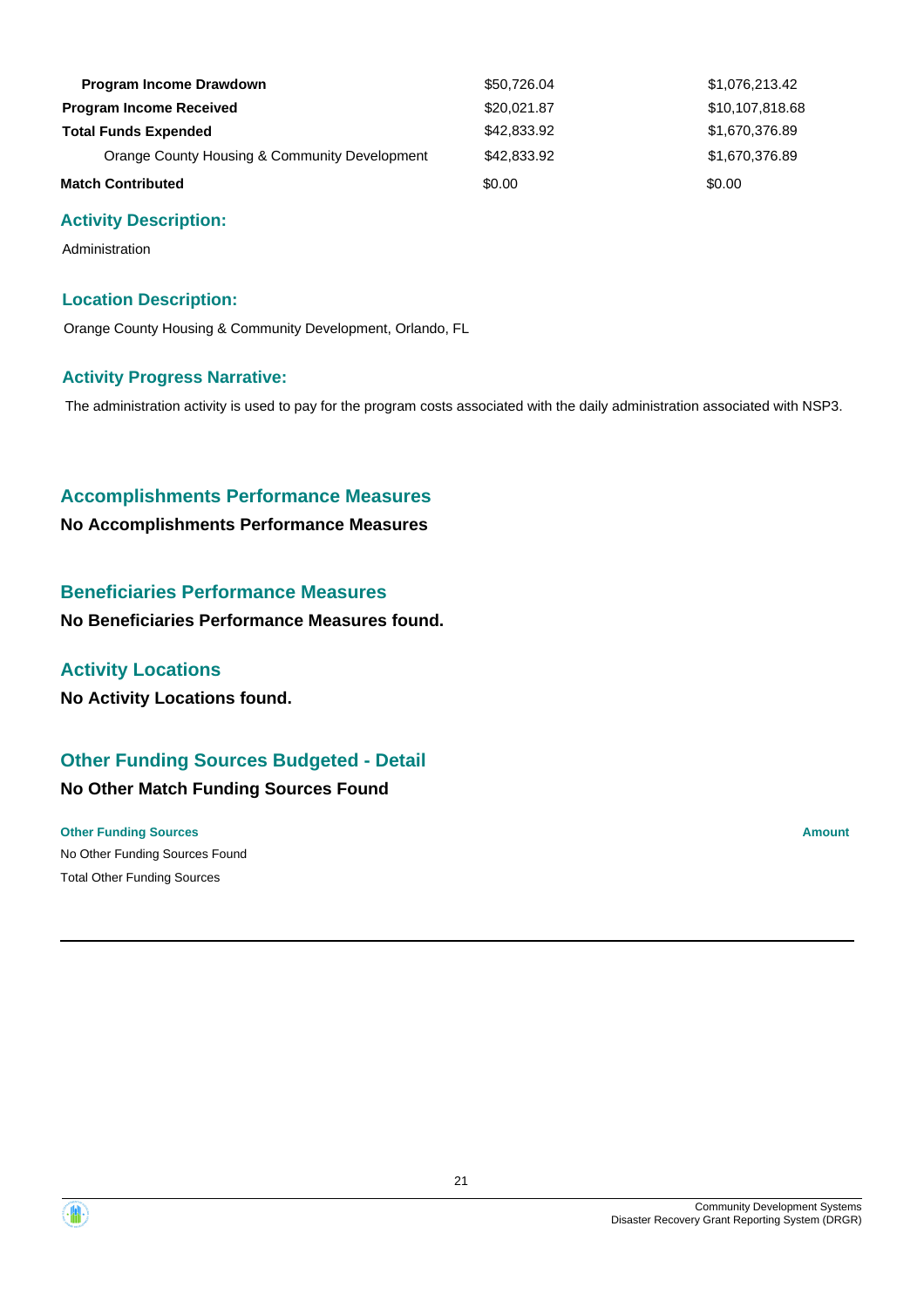| | | |
|---|---|---|
| **Program Income Drawdown** | $50,726.04 | $1,076,213.42 |
| **Program Income Received** | $20,021.87 | $10,107,818.68 |
| **Total Funds Expended** | $42,833.92 | $1,670,376.89 |
| Orange County Housing & Community Development | $42,833.92 | $1,670,376.89 |
| **Match Contributed** | $0.00 | $0.00 |

### Activity Description:

Administration

### Location Description:

Orange County Housing & Community Development, Orlando, FL

### Activity Progress Narrative:

The administration activity is used to pay for the program costs associated with the daily administration associated with NSP3.

## Accomplishments Performance Measures

**No Accomplishments Performance Measures**

## Beneficiaries Performance Measures

**No Beneficiaries Performance Measures found.**

## Activity Locations

**No Activity Locations found.**

## Other Funding Sources Budgeted - Detail

**No Other Match Funding Sources Found**

| Other Funding Sources | Amount |
|---|---|
| No Other Funding Sources Found | |
| Total Other Funding Sources | |